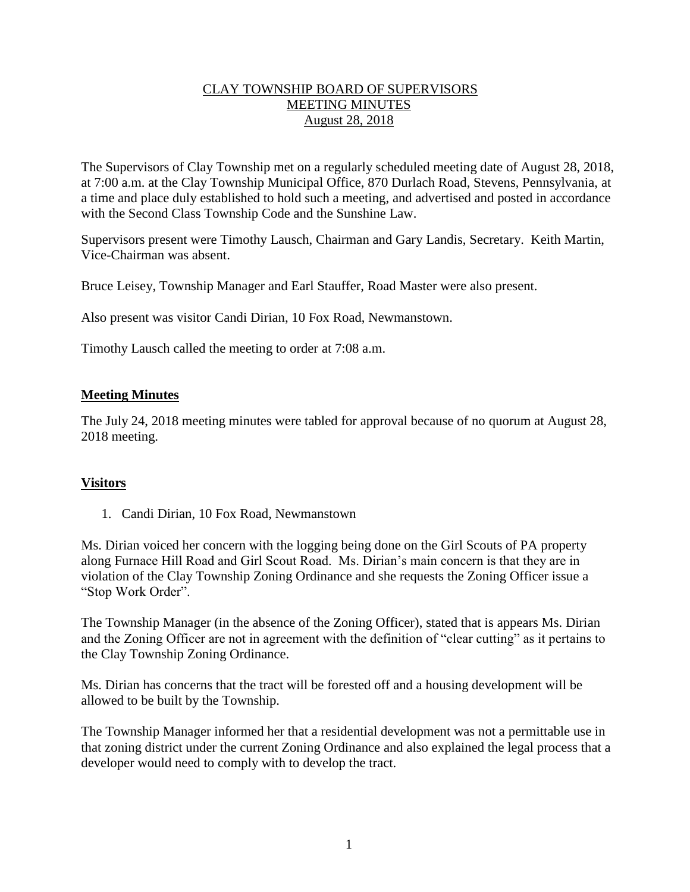# CLAY TOWNSHIP BOARD OF SUPERVISORS
## MEETING MINUTES
## August 28, 2018

The Supervisors of Clay Township met on a regularly scheduled meeting date of August 28, 2018, at 7:00 a.m. at the Clay Township Municipal Office, 870 Durlach Road, Stevens, Pennsylvania, at a time and place duly established to hold such a meeting, and advertised and posted in accordance with the Second Class Township Code and the Sunshine Law.

Supervisors present were Timothy Lausch, Chairman and Gary Landis, Secretary. Keith Martin, Vice-Chairman was absent.

Bruce Leisey, Township Manager and Earl Stauffer, Road Master were also present.

Also present was visitor Candi Dirian, 10 Fox Road, Newmanstown.

Timothy Lausch called the meeting to order at 7:08 a.m.

### Meeting Minutes

The July 24, 2018 meeting minutes were tabled for approval because of no quorum at August 28, 2018 meeting.

### Visitors

1. Candi Dirian, 10 Fox Road, Newmanstown

Ms. Dirian voiced her concern with the logging being done on the Girl Scouts of PA property along Furnace Hill Road and Girl Scout Road. Ms. Dirian's main concern is that they are in violation of the Clay Township Zoning Ordinance and she requests the Zoning Officer issue a "Stop Work Order".

The Township Manager (in the absence of the Zoning Officer), stated that is appears Ms. Dirian and the Zoning Officer are not in agreement with the definition of "clear cutting" as it pertains to the Clay Township Zoning Ordinance.

Ms. Dirian has concerns that the tract will be forested off and a housing development will be allowed to be built by the Township.

The Township Manager informed her that a residential development was not a permittable use in that zoning district under the current Zoning Ordinance and also explained the legal process that a developer would need to comply with to develop the tract.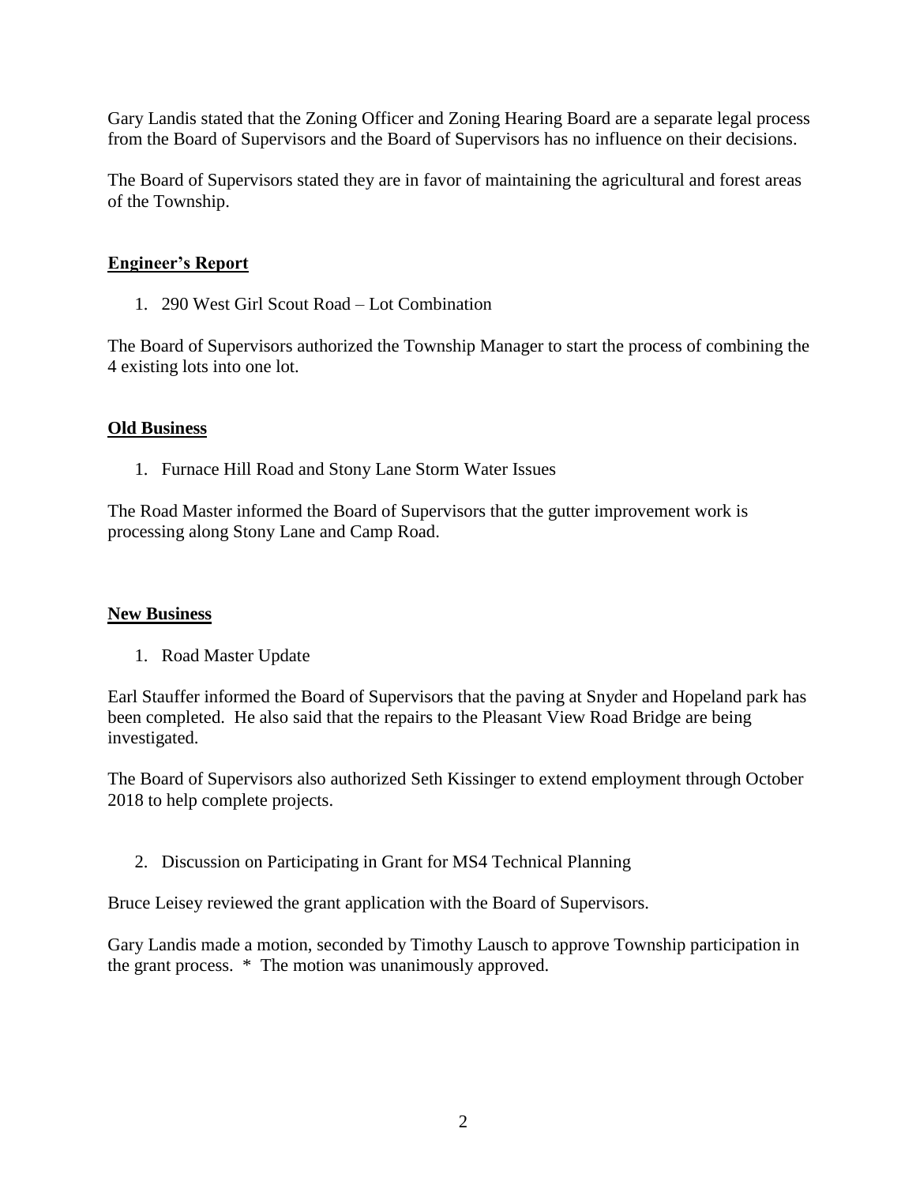Gary Landis stated that the Zoning Officer and Zoning Hearing Board are a separate legal process from the Board of Supervisors and the Board of Supervisors has no influence on their decisions.

The Board of Supervisors stated they are in favor of maintaining the agricultural and forest areas of the Township.

## Engineer's Report

1. 290 West Girl Scout Road – Lot Combination

The Board of Supervisors authorized the Township Manager to start the process of combining the 4 existing lots into one lot.

## Old Business

1. Furnace Hill Road and Stony Lane Storm Water Issues

The Road Master informed the Board of Supervisors that the gutter improvement work is processing along Stony Lane and Camp Road.

## New Business

1. Road Master Update

Earl Stauffer informed the Board of Supervisors that the paving at Snyder and Hopeland park has been completed. He also said that the repairs to the Pleasant View Road Bridge are being investigated.

The Board of Supervisors also authorized Seth Kissinger to extend employment through October 2018 to help complete projects.

2. Discussion on Participating in Grant for MS4 Technical Planning

Bruce Leisey reviewed the grant application with the Board of Supervisors.

Gary Landis made a motion, seconded by Timothy Lausch to approve Township participation in the grant process. * The motion was unanimously approved.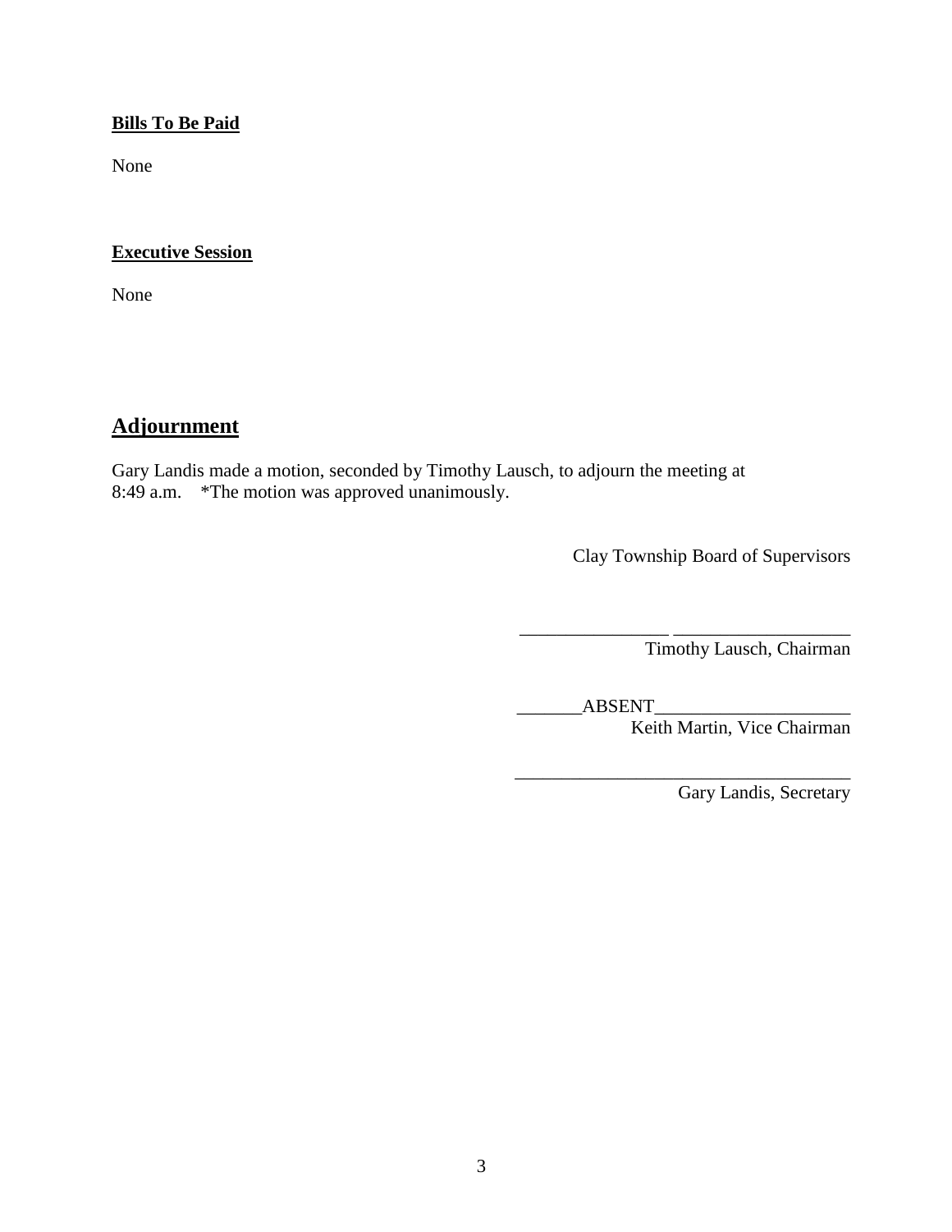**Bills To Be Paid**

None

**Executive Session**

None

## Adjournment

Gary Landis made a motion, seconded by Timothy Lausch, to adjourn the meeting at 8:49 a.m. *The motion was approved unanimously.

Clay Township Board of Supervisors

________________ ___________________
Timothy Lausch, Chairman

_______ABSENT_____________________
Keith Martin, Vice Chairman

____________________________________
Gary Landis, Secretary